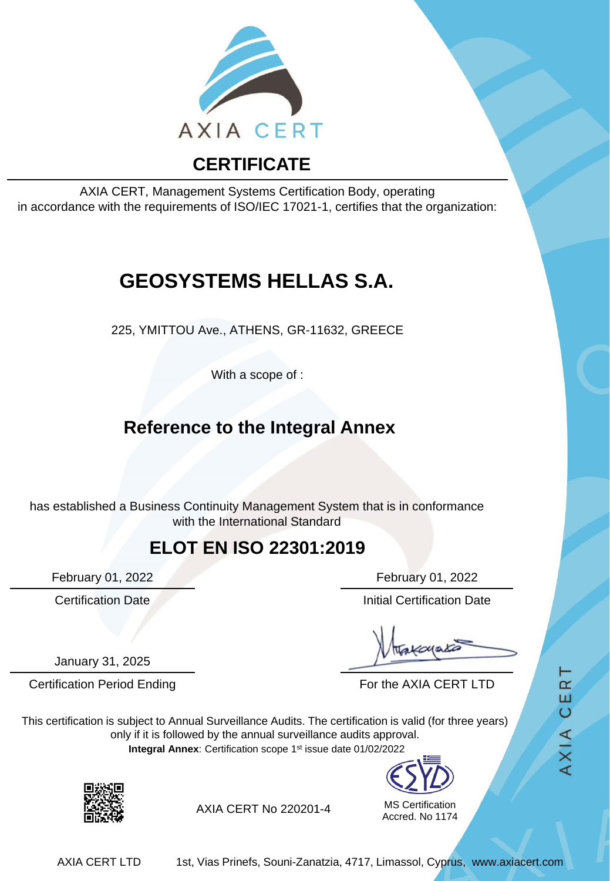AXIA CERT

# CERTIFICATE

AXIA CERT, Management Systems Certification Body, operating
in accordance with the requirements of ISO/IEC 17021-1, certifies that the organization:

# GEOSYSTEMS HELLAS S.A.

225, YMITTOU Ave., ATHENS, GR-11632, GREECE

With a scope of :

## Reference to the Integral Annex

has established a Business Continuity Management System that is in conformance
with the International Standard

## ELOT EN ISO 22301:2019

February 01, 2022
Certification Date

February 01, 2022
Initial Certification Date

January 31, 2025
Certification Period Ending

For the AXIA CERT LTD

This certification is subject to Annual Surveillance Audits. The certification is valid (for three years) only if it is followed by the annual surveillance audits approval.

**Integral Annex**: Certification scope 1st issue date 01/02/2022

AXIA CERT No 220201-4

ESYD
MS Certification
Accred. No 1174

AXIA CERT LTD 1st, Vias Prinefs, Souni-Zanatzia, 4717, Limassol, Cyprus, www.axiacert.com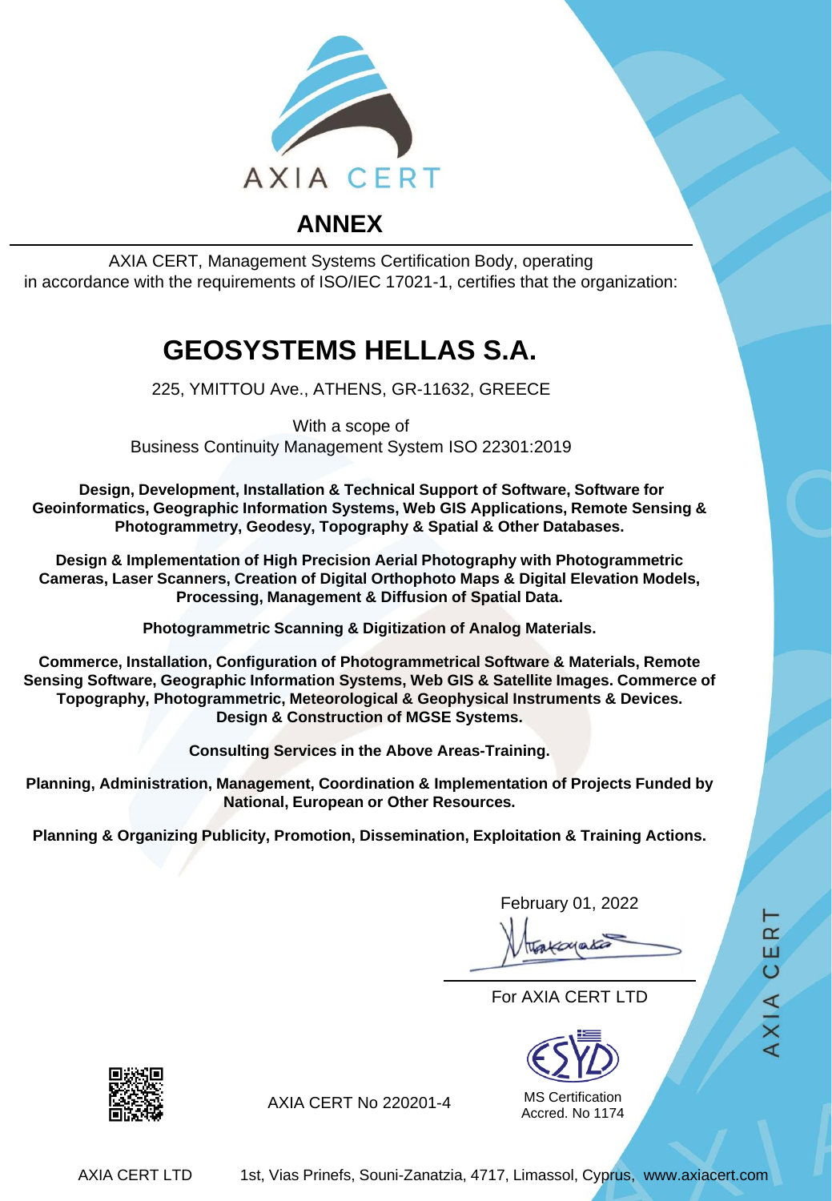AXIA CERT

# ANNEX

AXIA CERT, Management Systems Certification Body, operating in accordance with the requirements of ISO/IEC 17021-1, certifies that the organization:

## GEOSYSTEMS HELLAS S.A.

225, YMITTOU Ave., ATHENS, GR-11632, GREECE

With a scope of
Business Continuity Management System ISO 22301:2019

**Design, Development, Installation & Technical Support of Software, Software for Geoinformatics, Geographic Information Systems, Web GIS Applications, Remote Sensing & Photogrammetry, Geodesy, Topography & Spatial & Other Databases.**

**Design & Implementation of High Precision Aerial Photography with Photogrammetric Cameras, Laser Scanners, Creation of Digital Orthophoto Maps & Digital Elevation Models, Processing, Management & Diffusion of Spatial Data.**

**Photogrammetric Scanning & Digitization of Analog Materials.**

**Commerce, Installation, Configuration of Photogrammetrical Software & Materials, Remote Sensing Software, Geographic Information Systems, Web GIS & Satellite Images. Commerce of Topography, Photogrammetric, Meteorological & Geophysical Instruments & Devices. Design & Construction of MGSE Systems.**

**Consulting Services in the Above Areas-Training.**

**Planning, Administration, Management, Coordination & Implementation of Projects Funded by National, European or Other Resources.**

**Planning & Organizing Publicity, Promotion, Dissemination, Exploitation & Training Actions.**

February 01, 2022

For AXIA CERT LTD

AXIA CERT No 220201-4

ESYD
MS Certification
Accred. No 1174

AXIA CERT LTD 1st, Vias Prinefs, Souni-Zanatzia, 4717, Limassol, Cyprus, www.axiacert.com